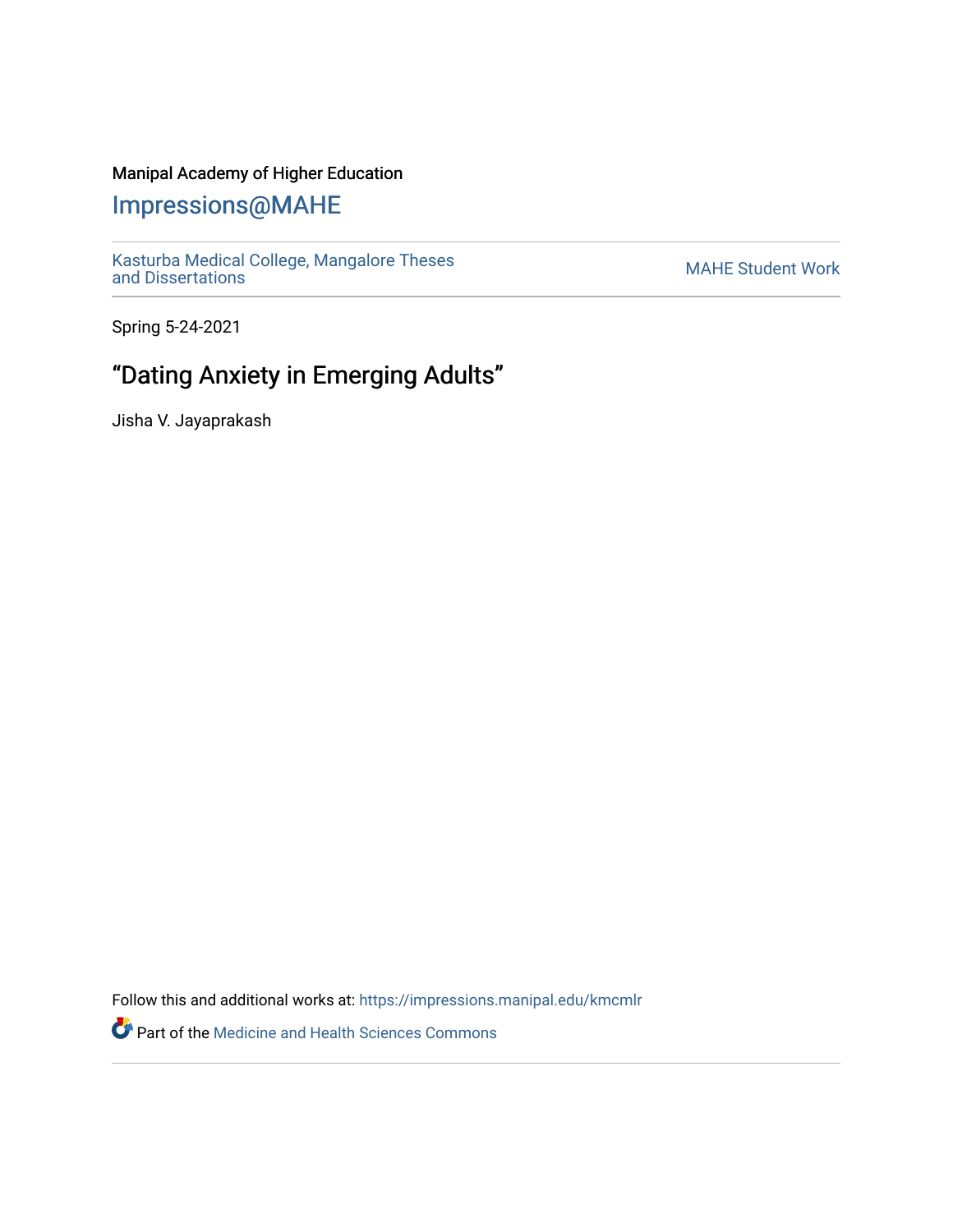Manipal Academy of Higher Education

# Impressions@MAHE

Kasturba Medical College, Mangalore Theses and Dissertations

MAHE Student Work

Spring 5-24-2021

## "Dating Anxiety in Emerging Adults"

Jisha V. Jayaprakash

Follow this and additional works at: https://impressions.manipal.edu/kmcmlr

Part of the Medicine and Health Sciences Commons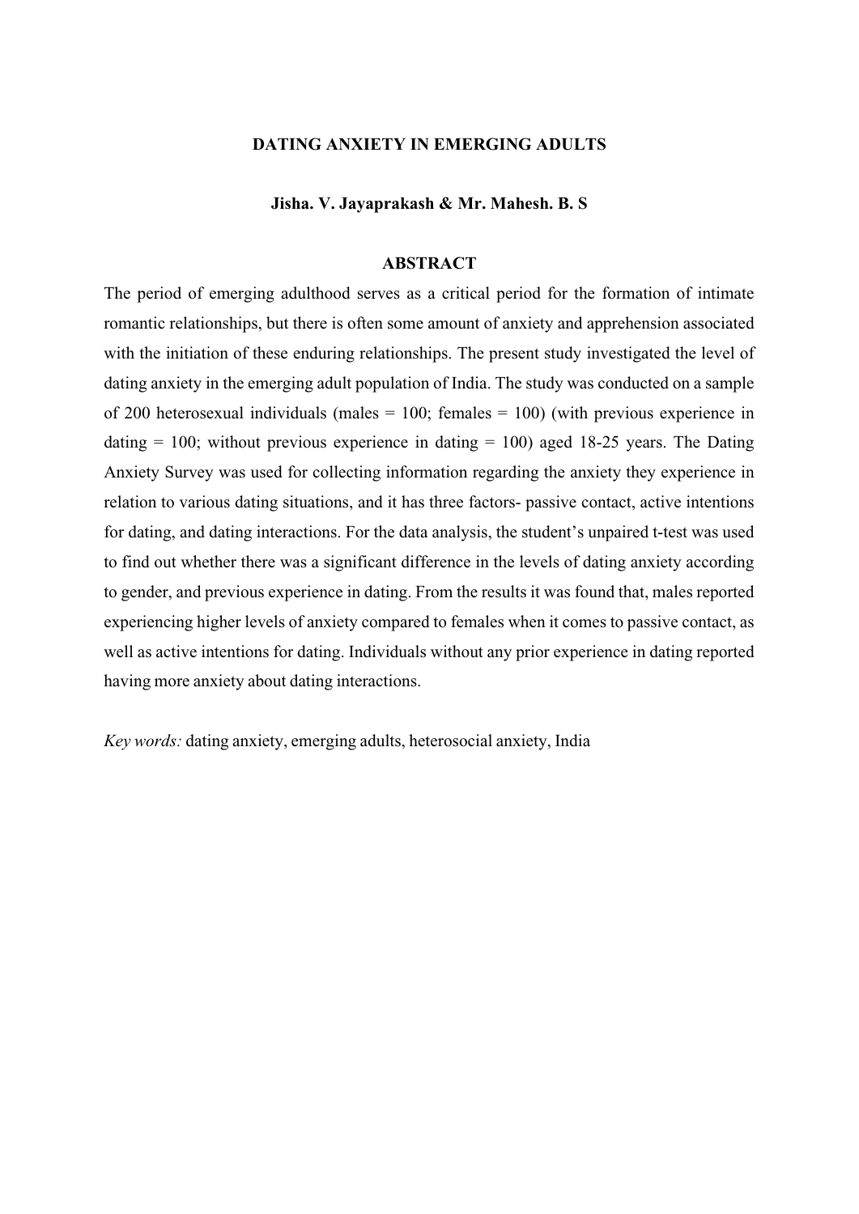# DATING ANXIETY IN EMERGING ADULTS

**Jisha. V. Jayaprakash & Mr. Mahesh. B. S**

## ABSTRACT

The period of emerging adulthood serves as a critical period for the formation of intimate romantic relationships, but there is often some amount of anxiety and apprehension associated with the initiation of these enduring relationships. The present study investigated the level of dating anxiety in the emerging adult population of India. The study was conducted on a sample of 200 heterosexual individuals (males = 100; females = 100) (with previous experience in dating = 100; without previous experience in dating = 100) aged 18-25 years. The Dating Anxiety Survey was used for collecting information regarding the anxiety they experience in relation to various dating situations, and it has three factors- passive contact, active intentions for dating, and dating interactions. For the data analysis, the student's unpaired t-test was used to find out whether there was a significant difference in the levels of dating anxiety according to gender, and previous experience in dating. From the results it was found that, males reported experiencing higher levels of anxiety compared to females when it comes to passive contact, as well as active intentions for dating. Individuals without any prior experience in dating reported having more anxiety about dating interactions.

*Key words:* dating anxiety, emerging adults, heterosocial anxiety, India